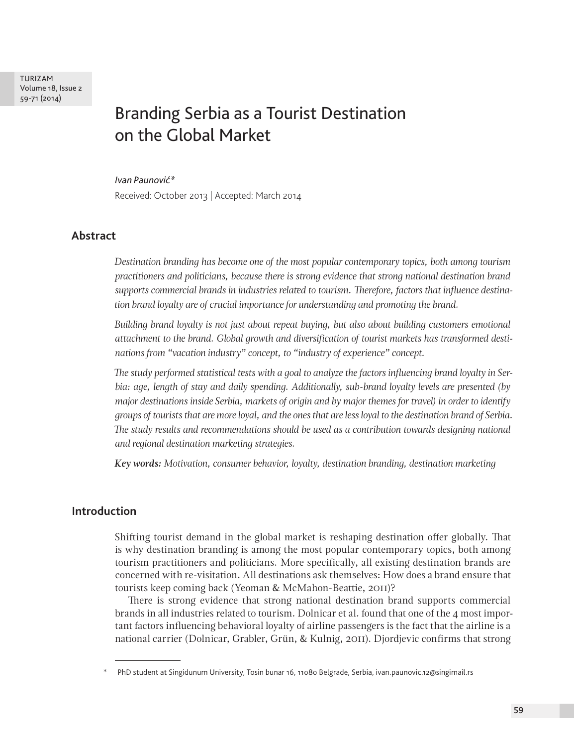# Branding Serbia as a Tourist Destination on the Global Market

*Ivan Paunović**

Received: October 2013 | Accepted: March 2014

## Abstract

*Destination branding has become one of the most popular contemporary topics, both among tourism practitioners and politicians, because there is strong evidence that strong national destination brand supports commercial brands in industries related to tourism. Therefore, factors that influence destination brand loyalty are of crucial importance for understanding and promoting the brand.*

*Building brand loyalty is not just about repeat buying, but also about building customers emotional attachment to the brand. Global growth and diversification of tourist markets has transformed destinations from "vacation industry" concept, to "industry of experience" concept.*

*The study performed statistical tests with a goal to analyze the factors influencing brand loyalty in Serbia: age, length of stay and daily spending. Additionally, sub-brand loyalty levels are presented (by major destinations inside Serbia, markets of origin and by major themes for travel) in order to identify groups of tourists that are more loyal, and the ones that are less loyal to the destination brand of Serbia. The study results and recommendations should be used as a contribution towards designing national and regional destination marketing strategies.*

***Key words:*** *Motivation, consumer behavior, loyalty, destination branding, destination marketing*

## Introduction

Shifting tourist demand in the global market is reshaping destination offer globally. That is why destination branding is among the most popular contemporary topics, both among tourism practitioners and politicians. More specifically, all existing destination brands are concerned with re-visitation. All destinations ask themselves: How does a brand ensure that tourists keep coming back (Yeoman & McMahon-Beattie, 2011)?

There is strong evidence that strong national destination brand supports commercial brands in all industries related to tourism. Dolnicar et al. found that one of the 4 most important factors influencing behavioral loyalty of airline passengers is the fact that the airline is a national carrier (Dolnicar, Grabler, Grün, & Kulnig, 2011). Djordjevic confirms that strong

---

\* PhD student at Singidunum University, Tosin bunar 16, 11080 Belgrade, Serbia, ivan.paunovic.12@singimail.rs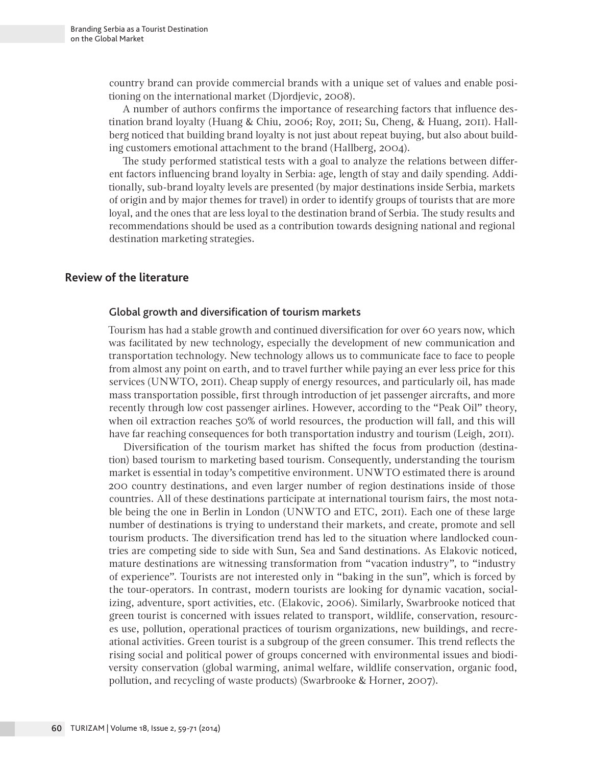country brand can provide commercial brands with a unique set of values and enable positioning on the international market (Djordjevic, 2008).

A number of authors confirms the importance of researching factors that influence destination brand loyalty (Huang & Chiu, 2006; Roy, 2011; Su, Cheng, & Huang, 2011). Hallberg noticed that building brand loyalty is not just about repeat buying, but also about building customers emotional attachment to the brand (Hallberg, 2004).

The study performed statistical tests with a goal to analyze the relations between different factors influencing brand loyalty in Serbia: age, length of stay and daily spending. Additionally, sub-brand loyalty levels are presented (by major destinations inside Serbia, markets of origin and by major themes for travel) in order to identify groups of tourists that are more loyal, and the ones that are less loyal to the destination brand of Serbia. The study results and recommendations should be used as a contribution towards designing national and regional destination marketing strategies.

## Review of the literature

### Global growth and diversification of tourism markets

Tourism has had a stable growth and continued diversification for over 60 years now, which was facilitated by new technology, especially the development of new communication and transportation technology. New technology allows us to communicate face to face to people from almost any point on earth, and to travel further while paying an ever less price for this services (UNWTO, 2011). Cheap supply of energy resources, and particularly oil, has made mass transportation possible, first through introduction of jet passenger aircrafts, and more recently through low cost passenger airlines. However, according to the "Peak Oil" theory, when oil extraction reaches 50% of world resources, the production will fall, and this will have far reaching consequences for both transportation industry and tourism (Leigh, 2011).

Diversification of the tourism market has shifted the focus from production (destination) based tourism to marketing based tourism. Consequently, understanding the tourism market is essential in today's competitive environment. UNWTO estimated there is around 200 country destinations, and even larger number of region destinations inside of those countries. All of these destinations participate at international tourism fairs, the most notable being the one in Berlin in London (UNWTO and ETC, 2011). Each one of these large number of destinations is trying to understand their markets, and create, promote and sell tourism products. The diversification trend has led to the situation where landlocked countries are competing side to side with Sun, Sea and Sand destinations. As Elakovic noticed, mature destinations are witnessing transformation from "vacation industry", to "industry of experience". Tourists are not interested only in "baking in the sun", which is forced by the tour-operators. In contrast, modern tourists are looking for dynamic vacation, socializing, adventure, sport activities, etc. (Elakovic, 2006). Similarly, Swarbrooke noticed that green tourist is concerned with issues related to transport, wildlife, conservation, resources use, pollution, operational practices of tourism organizations, new buildings, and recreational activities. Green tourist is a subgroup of the green consumer. This trend reflects the rising social and political power of groups concerned with environmental issues and biodiversity conservation (global warming, animal welfare, wildlife conservation, organic food, pollution, and recycling of waste products) (Swarbrooke & Horner, 2007).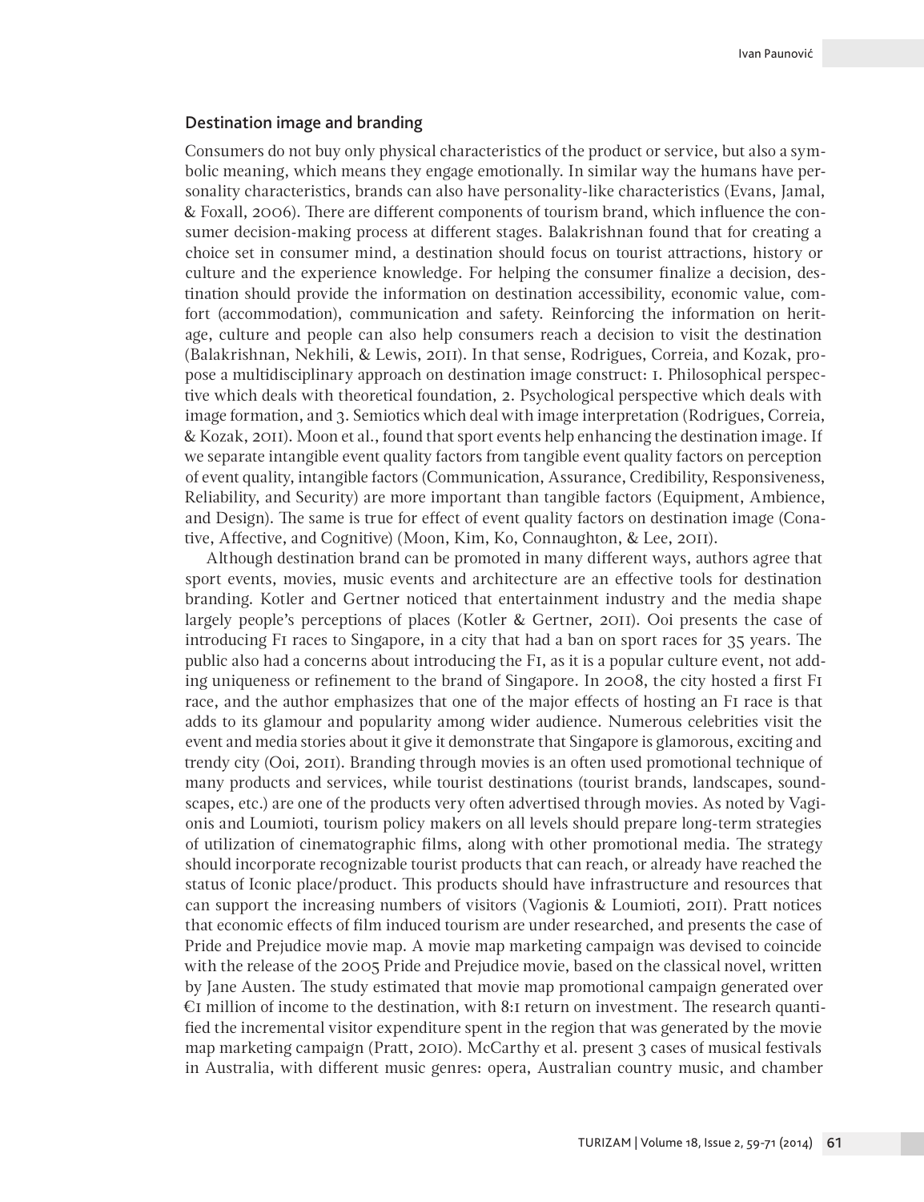## Destination image and branding

Consumers do not buy only physical characteristics of the product or service, but also a symbolic meaning, which means they engage emotionally. In similar way the humans have personality characteristics, brands can also have personality-like characteristics (Evans, Jamal, & Foxall, 2006). There are different components of tourism brand, which influence the consumer decision-making process at different stages. Balakrishnan found that for creating a choice set in consumer mind, a destination should focus on tourist attractions, history or culture and the experience knowledge. For helping the consumer finalize a decision, destination should provide the information on destination accessibility, economic value, comfort (accommodation), communication and safety. Reinforcing the information on heritage, culture and people can also help consumers reach a decision to visit the destination (Balakrishnan, Nekhili, & Lewis, 2011). In that sense, Rodrigues, Correia, and Kozak, propose a multidisciplinary approach on destination image construct: 1. Philosophical perspective which deals with theoretical foundation, 2. Psychological perspective which deals with image formation, and 3. Semiotics which deal with image interpretation (Rodrigues, Correia, & Kozak, 2011). Moon et al., found that sport events help enhancing the destination image. If we separate intangible event quality factors from tangible event quality factors on perception of event quality, intangible factors (Communication, Assurance, Credibility, Responsiveness, Reliability, and Security) are more important than tangible factors (Equipment, Ambience, and Design). The same is true for effect of event quality factors on destination image (Conative, Affective, and Cognitive) (Moon, Kim, Ko, Connaughton, & Lee, 2011).

Although destination brand can be promoted in many different ways, authors agree that sport events, movies, music events and architecture are an effective tools for destination branding. Kotler and Gertner noticed that entertainment industry and the media shape largely people's perceptions of places (Kotler & Gertner, 2011). Ooi presents the case of introducing F1 races to Singapore, in a city that had a ban on sport races for 35 years. The public also had a concerns about introducing the F1, as it is a popular culture event, not adding uniqueness or refinement to the brand of Singapore. In 2008, the city hosted a first F1 race, and the author emphasizes that one of the major effects of hosting an F1 race is that adds to its glamour and popularity among wider audience. Numerous celebrities visit the event and media stories about it give it demonstrate that Singapore is glamorous, exciting and trendy city (Ooi, 2011). Branding through movies is an often used promotional technique of many products and services, while tourist destinations (tourist brands, landscapes, soundscapes, etc.) are one of the products very often advertised through movies. As noted by Vagionis and Loumioti, tourism policy makers on all levels should prepare long-term strategies of utilization of cinematographic films, along with other promotional media. The strategy should incorporate recognizable tourist products that can reach, or already have reached the status of Iconic place/product. This products should have infrastructure and resources that can support the increasing numbers of visitors (Vagionis & Loumioti, 2011). Pratt notices that economic effects of film induced tourism are under researched, and presents the case of Pride and Prejudice movie map. A movie map marketing campaign was devised to coincide with the release of the 2005 Pride and Prejudice movie, based on the classical novel, written by Jane Austen. The study estimated that movie map promotional campaign generated over €1 million of income to the destination, with 8:1 return on investment. The research quantified the incremental visitor expenditure spent in the region that was generated by the movie map marketing campaign (Pratt, 2010). McCarthy et al. present 3 cases of musical festivals in Australia, with different music genres: opera, Australian country music, and chamber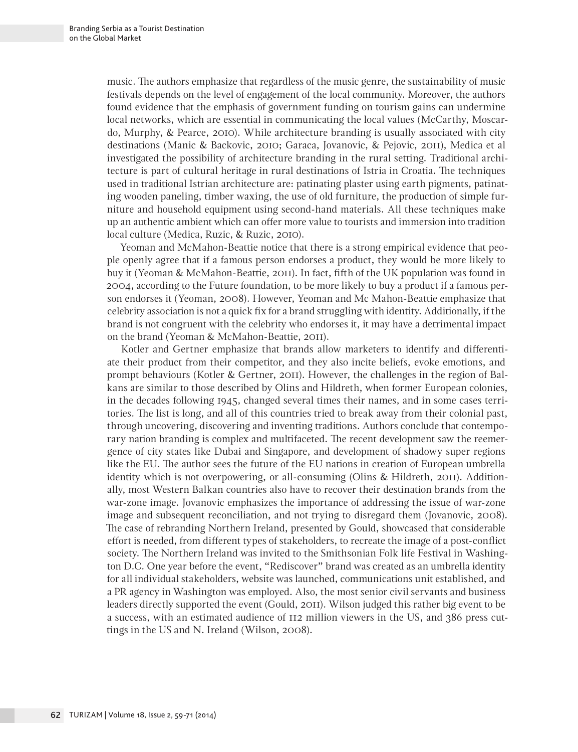music. The authors emphasize that regardless of the music genre, the sustainability of music festivals depends on the level of engagement of the local community. Moreover, the authors found evidence that the emphasis of government funding on tourism gains can undermine local networks, which are essential in communicating the local values (McCarthy, Moscardo, Murphy, & Pearce, 2010). While architecture branding is usually associated with city destinations (Manic & Backovic, 2010; Garaca, Jovanovic, & Pejovic, 2011), Medica et al investigated the possibility of architecture branding in the rural setting. Traditional architecture is part of cultural heritage in rural destinations of Istria in Croatia. The techniques used in traditional Istrian architecture are: patinating plaster using earth pigments, patinating wooden paneling, timber waxing, the use of old furniture, the production of simple furniture and household equipment using second-hand materials. All these techniques make up an authentic ambient which can offer more value to tourists and immersion into tradition local culture (Medica, Ruzic, & Ruzic, 2010).

Yeoman and McMahon-Beattie notice that there is a strong empirical evidence that people openly agree that if a famous person endorses a product, they would be more likely to buy it (Yeoman & McMahon-Beattie, 2011). In fact, fifth of the UK population was found in 2004, according to the Future foundation, to be more likely to buy a product if a famous person endorses it (Yeoman, 2008). However, Yeoman and Mc Mahon-Beattie emphasize that celebrity association is not a quick fix for a brand struggling with identity. Additionally, if the brand is not congruent with the celebrity who endorses it, it may have a detrimental impact on the brand (Yeoman & McMahon-Beattie, 2011).

Kotler and Gertner emphasize that brands allow marketers to identify and differentiate their product from their competitor, and they also incite beliefs, evoke emotions, and prompt behaviours (Kotler & Gertner, 2011). However, the challenges in the region of Balkans are similar to those described by Olins and Hildreth, when former European colonies, in the decades following 1945, changed several times their names, and in some cases territories. The list is long, and all of this countries tried to break away from their colonial past, through uncovering, discovering and inventing traditions. Authors conclude that contemporary nation branding is complex and multifaceted. The recent development saw the reemergence of city states like Dubai and Singapore, and development of shadowy super regions like the EU. The author sees the future of the EU nations in creation of European umbrella identity which is not overpowering, or all-consuming (Olins & Hildreth, 2011). Additionally, most Western Balkan countries also have to recover their destination brands from the war-zone image. Jovanovic emphasizes the importance of addressing the issue of war-zone image and subsequent reconciliation, and not trying to disregard them (Jovanovic, 2008). The case of rebranding Northern Ireland, presented by Gould, showcased that considerable effort is needed, from different types of stakeholders, to recreate the image of a post-conflict society. The Northern Ireland was invited to the Smithsonian Folk life Festival in Washington D.C. One year before the event, "Rediscover" brand was created as an umbrella identity for all individual stakeholders, website was launched, communications unit established, and a PR agency in Washington was employed. Also, the most senior civil servants and business leaders directly supported the event (Gould, 2011). Wilson judged this rather big event to be a success, with an estimated audience of 112 million viewers in the US, and 386 press cuttings in the US and N. Ireland (Wilson, 2008).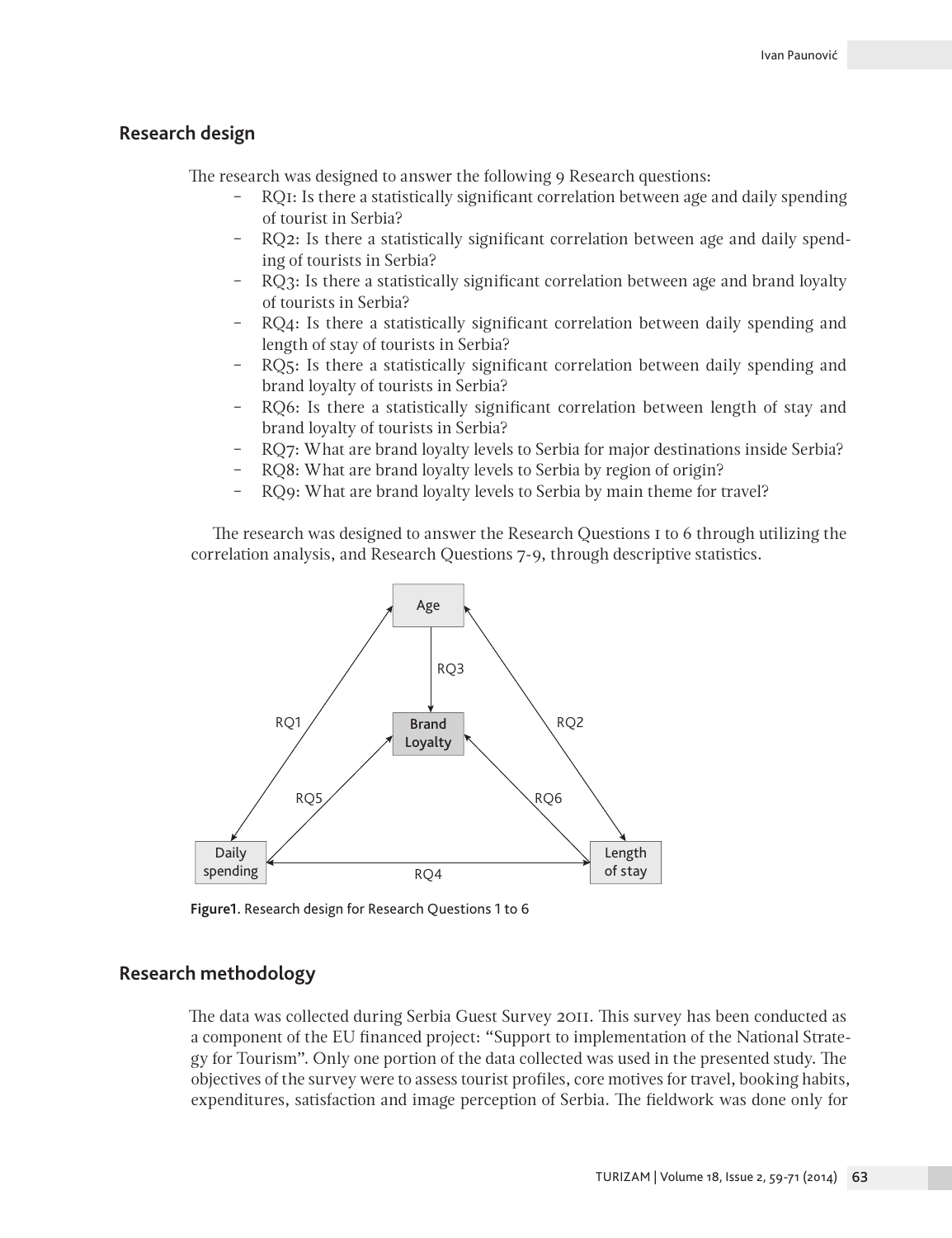## Research design

The research was designed to answer the following 9 Research questions:

- RQ1: Is there a statistically significant correlation between age and daily spending of tourist in Serbia?
- RQ2: Is there a statistically significant correlation between age and daily spending of tourists in Serbia?
- RQ3: Is there a statistically significant correlation between age and brand loyalty of tourists in Serbia?
- RQ4: Is there a statistically significant correlation between daily spending and length of stay of tourists in Serbia?
- RQ5: Is there a statistically significant correlation between daily spending and brand loyalty of tourists in Serbia?
- RQ6: Is there a statistically significant correlation between length of stay and brand loyalty of tourists in Serbia?
- RQ7: What are brand loyalty levels to Serbia for major destinations inside Serbia?
- RQ8: What are brand loyalty levels to Serbia by region of origin?
- RQ9: What are brand loyalty levels to Serbia by main theme for travel?

The research was designed to answer the Research Questions 1 to 6 through utilizing the correlation analysis, and Research Questions 7-9, through descriptive statistics.

**Figure1**. Research design for Research Questions 1 to 6

## Research methodology

The data was collected during Serbia Guest Survey 2011. This survey has been conducted as a component of the EU financed project: "Support to implementation of the National Strategy for Tourism". Only one portion of the data collected was used in the presented study. The objectives of the survey were to assess tourist profiles, core motives for travel, booking habits, expenditures, satisfaction and image perception of Serbia. The fieldwork was done only for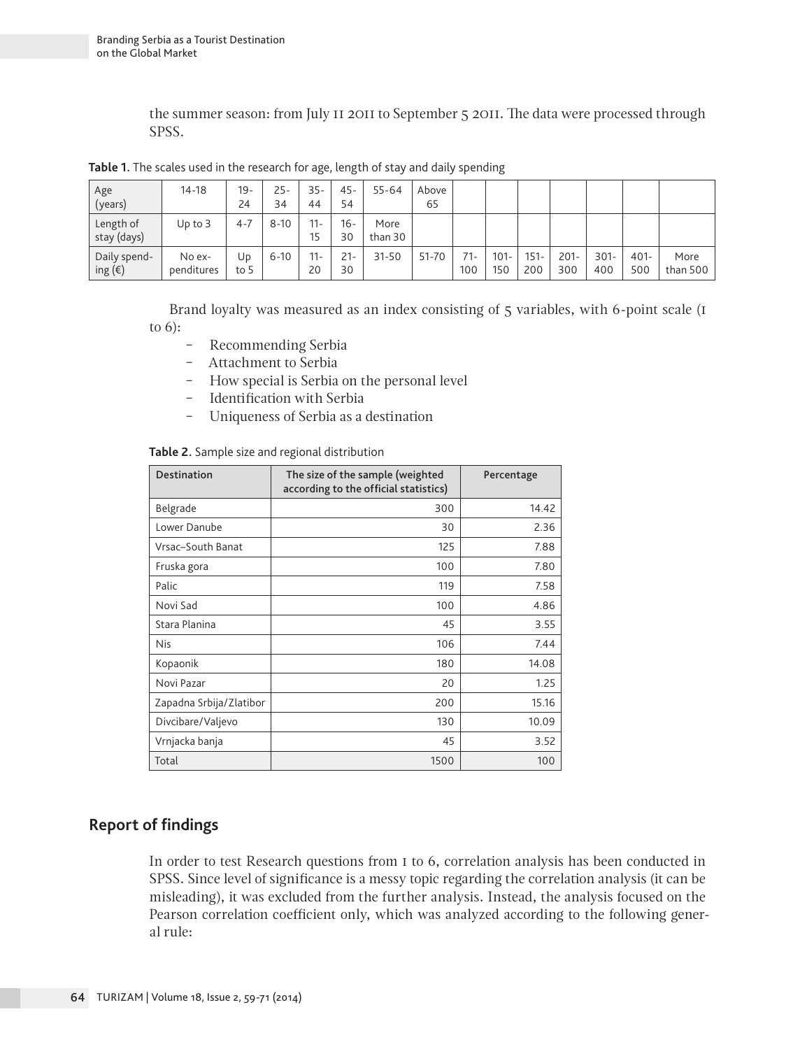the summer season: from July 11 2011 to September 5 2011. The data were processed through SPSS.

**Table 1.** The scales used in the research for age, length of stay and daily spending

| Age (years) | 14-18 | 19-24 | 25-34 | 35-44 | 45-54 | 55-64 | Above 65 | | | | | | | |
|---|---|---|---|---|---|---|---|---|---|---|---|---|---|---|
| Length of stay (days) | Up to 3 | 4-7 | 8-10 | 11-15 | 16-30 | More than 30 | | | | | | | | |
| Daily spending (€) | No expenditures | Up to 5 | 6-10 | 11-20 | 21-30 | 31-50 | 51-70 | 71-100 | 101-150 | 151-200 | 201-300 | 301-400 | 401-500 | More than 500 |

Brand loyalty was measured as an index consisting of 5 variables, with 6-point scale (1 to 6):

- Recommending Serbia
- Attachment to Serbia
- How special is Serbia on the personal level
- Identification with Serbia
- Uniqueness of Serbia as a destination

**Table 2.** Sample size and regional distribution

| Destination | The size of the sample (weighted according to the official statistics) | Percentage |
|---|---|---|
| Belgrade | 300 | 14.42 |
| Lower Danube | 30 | 2.36 |
| Vrsac–South Banat | 125 | 7.88 |
| Fruska gora | 100 | 7.80 |
| Palic | 119 | 7.58 |
| Novi Sad | 100 | 4.86 |
| Stara Planina | 45 | 3.55 |
| Nis | 106 | 7.44 |
| Kopaonik | 180 | 14.08 |
| Novi Pazar | 20 | 1.25 |
| Zapadna Srbija/Zlatibor | 200 | 15.16 |
| Divcibare/Valjevo | 130 | 10.09 |
| Vrnjacka banja | 45 | 3.52 |
| Total | 1500 | 100 |

## Report of findings

In order to test Research questions from 1 to 6, correlation analysis has been conducted in SPSS. Since level of significance is a messy topic regarding the correlation analysis (it can be misleading), it was excluded from the further analysis. Instead, the analysis focused on the Pearson correlation coefficient only, which was analyzed according to the following general rule: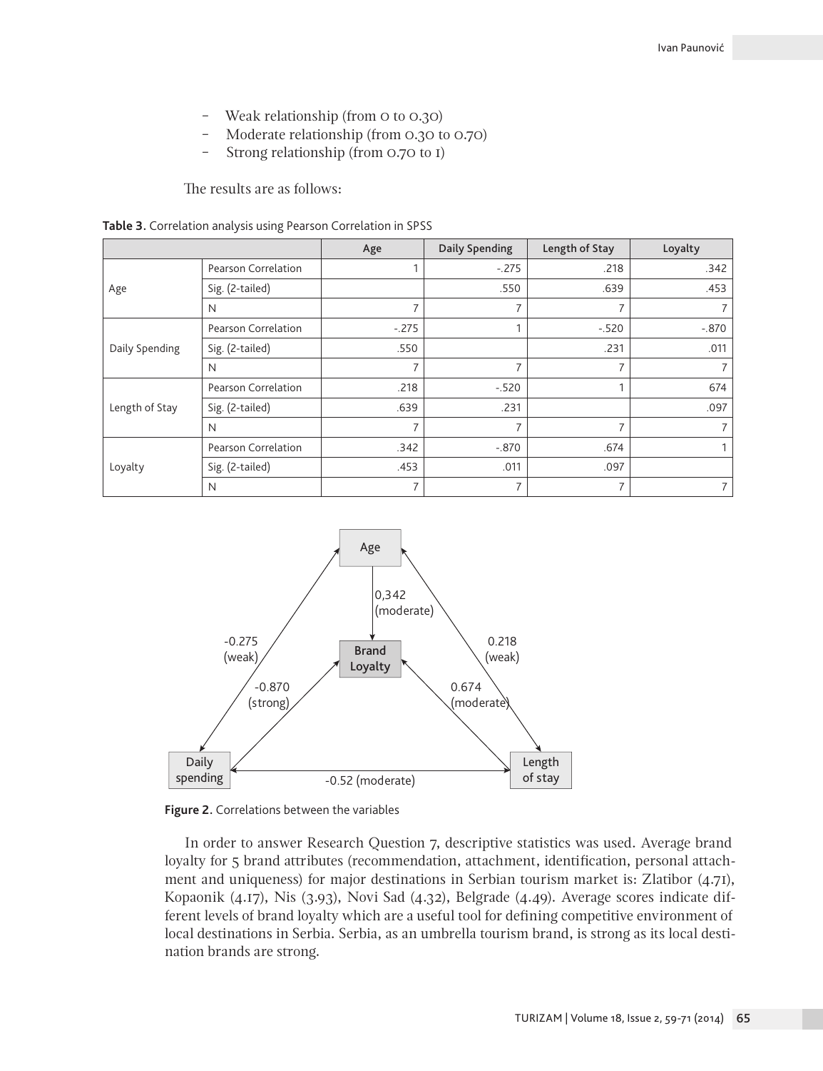- Weak relationship (from 0 to 0.30)
- Moderate relationship (from 0.30 to 0.70)
- Strong relationship (from 0.70 to 1)

The results are as follows:

**Table 3.** Correlation analysis using Pearson Correlation in SPSS

| | | Age | Daily Spending | Length of Stay | Loyalty |
|---|---|---|---|---|---|
| Age | Pearson Correlation | 1 | -.275 | .218 | .342 |
| | Sig. (2-tailed) | | .550 | .639 | .453 |
| | N | 7 | 7 | 7 | 7 |
| Daily Spending | Pearson Correlation | -.275 | 1 | -.520 | -.870 |
| | Sig. (2-tailed) | .550 | | .231 | .011 |
| | N | 7 | 7 | 7 | 7 |
| Length of Stay | Pearson Correlation | .218 | -.520 | 1 | 674 |
| | Sig. (2-tailed) | .639 | .231 | | .097 |
| | N | 7 | 7 | 7 | 7 |
| Loyalty | Pearson Correlation | .342 | -.870 | .674 | 1 |
| | Sig. (2-tailed) | .453 | .011 | .097 | |
| | N | 7 | 7 | 7 | 7 |

Age → Brand Loyalty: 0,342 (moderate)
Age ↔ Daily spending: -0.275 (weak)
Age ↔ Length of stay: 0.218 (weak)
Daily spending ↔ Brand Loyalty: -0.870 (strong)
Length of stay ↔ Brand Loyalty: 0.674 (moderate)
Daily spending ↔ Length of stay: -0.52 (moderate)

**Figure 2.** Correlations between the variables

In order to answer Research Question 7, descriptive statistics was used. Average brand loyalty for 5 brand attributes (recommendation, attachment, identification, personal attachment and uniqueness) for major destinations in Serbian tourism market is: Zlatibor (4.71), Kopaonik (4.17), Nis (3.93), Novi Sad (4.32), Belgrade (4.49). Average scores indicate different levels of brand loyalty which are a useful tool for defining competitive environment of local destinations in Serbia. Serbia, as an umbrella tourism brand, is strong as its local destination brands are strong.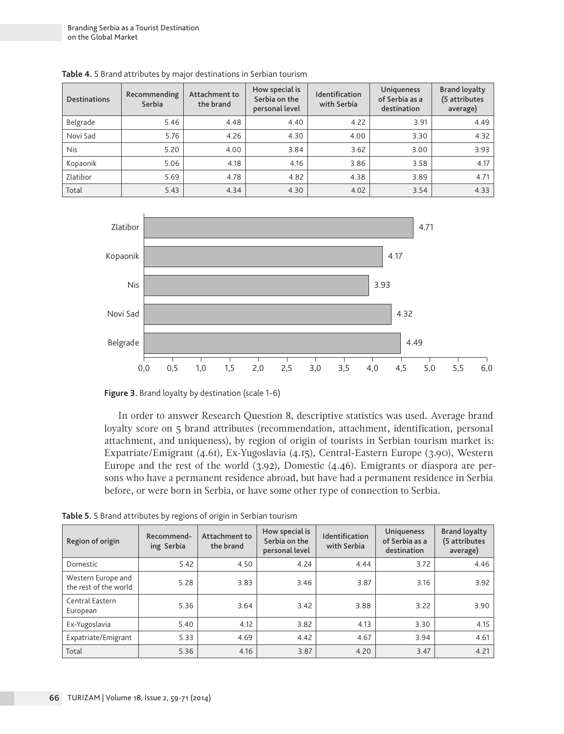**Table 4.** 5 Brand attributes by major destinations in Serbian tourism

| Destinations | Recommending Serbia | Attachment to the brand | How special is Serbia on the personal level | Identification with Serbia | Uniqueness of Serbia as a destination | Brand loyalty (5 attributes average) |
|---|---|---|---|---|---|---|
| Belgrade | 5.46 | 4.48 | 4.40 | 4.22 | 3.91 | 4.49 |
| Novi Sad | 5.76 | 4.26 | 4.30 | 4.00 | 3.30 | 4.32 |
| Nis | 5.20 | 4.00 | 3.84 | 3.62 | 3.00 | 3.93 |
| Kopaonik | 5.06 | 4.18 | 4.16 | 3.86 | 3.58 | 4.17 |
| Zlatibor | 5.69 | 4.78 | 4.82 | 4.38 | 3.89 | 4.71 |
| Total | 5.43 | 4.34 | 4.30 | 4.02 | 3.54 | 4.33 |

| Destination | Brand loyalty |
|---|---|
| Zlatibor | 4.71 |
| Kopaonik | 4.17 |
| Nis | 3.93 |
| Novi Sad | 4.32 |
| Belgrade | 4.49 |

**Figure 3.** Brand loyalty by destination (scale 1-6)

In order to answer Research Question 8, descriptive statistics was used. Average brand loyalty score on 5 brand attributes (recommendation, attachment, identification, personal attachment, and uniqueness), by region of origin of tourists in Serbian tourism market is: Expatriate/Emigrant (4.61), Ex-Yugoslavia (4.15), Central-Eastern Europe (3.90), Western Europe and the rest of the world (3.92), Domestic (4.46). Emigrants or diaspora are persons who have a permanent residence abroad, but have had a permanent residence in Serbia before, or were born in Serbia, or have some other type of connection to Serbia.

**Table 5.** 5 Brand attributes by regions of origin in Serbian tourism

| Region of origin | Recommending Serbia | Attachment to the brand | How special is Serbia on the personal level | Identification with Serbia | Uniqueness of Serbia as a destination | Brand loyalty (5 attributes average) |
|---|---|---|---|---|---|---|
| Domestic | 5.42 | 4.50 | 4.24 | 4.44 | 3.72 | 4.46 |
| Western Europe and the rest of the world | 5.28 | 3.83 | 3.46 | 3.87 | 3.16 | 3.92 |
| Central Eastern European | 5.36 | 3.64 | 3.42 | 3.88 | 3.22 | 3.90 |
| Ex-Yugoslavia | 5.40 | 4.12 | 3.82 | 4.13 | 3.30 | 4.15 |
| Expatriate/Emigrant | 5.33 | 4.69 | 4.42 | 4.67 | 3.94 | 4.61 |
| Total | 5.36 | 4.16 | 3.87 | 4.20 | 3.47 | 4.21 |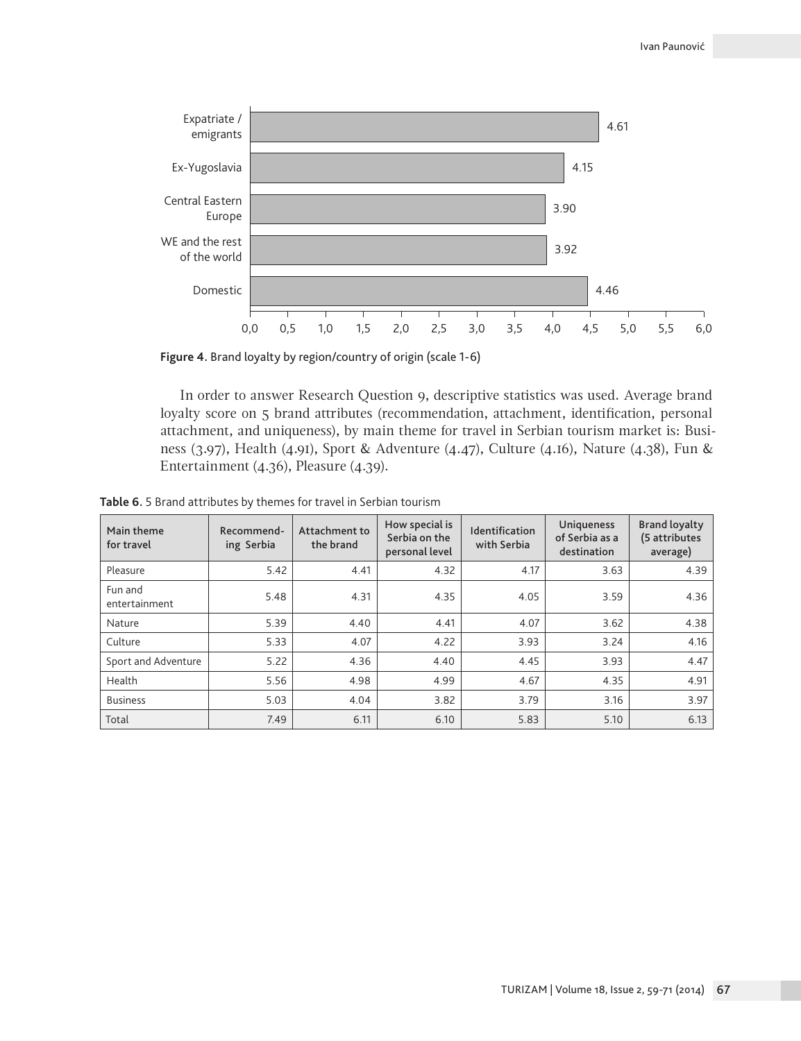**Figure 4**. Brand loyalty by region/country of origin (scale 1-6)

In order to answer Research Question 9, descriptive statistics was used. Average brand loyalty score on 5 brand attributes (recommendation, attachment, identification, personal attachment, and uniqueness), by main theme for travel in Serbian tourism market is: Business (3.97), Health (4.91), Sport & Adventure (4.47), Culture (4.16), Nature (4.38), Fun & Entertainment (4.36), Pleasure (4.39).

**Table 6**. 5 Brand attributes by themes for travel in Serbian tourism

| Main theme for travel | Recommending Serbia | Attachment to the brand | How special is Serbia on the personal level | Identification with Serbia | Uniqueness of Serbia as a destination | Brand loyalty (5 attributes average) |
|---|---|---|---|---|---|---|
| Pleasure | 5.42 | 4.41 | 4.32 | 4.17 | 3.63 | 4.39 |
| Fun and entertainment | 5.48 | 4.31 | 4.35 | 4.05 | 3.59 | 4.36 |
| Nature | 5.39 | 4.40 | 4.41 | 4.07 | 3.62 | 4.38 |
| Culture | 5.33 | 4.07 | 4.22 | 3.93 | 3.24 | 4.16 |
| Sport and Adventure | 5.22 | 4.36 | 4.40 | 4.45 | 3.93 | 4.47 |
| Health | 5.56 | 4.98 | 4.99 | 4.67 | 4.35 | 4.91 |
| Business | 5.03 | 4.04 | 3.82 | 3.79 | 3.16 | 3.97 |
| Total | 7.49 | 6.11 | 6.10 | 5.83 | 5.10 | 6.13 |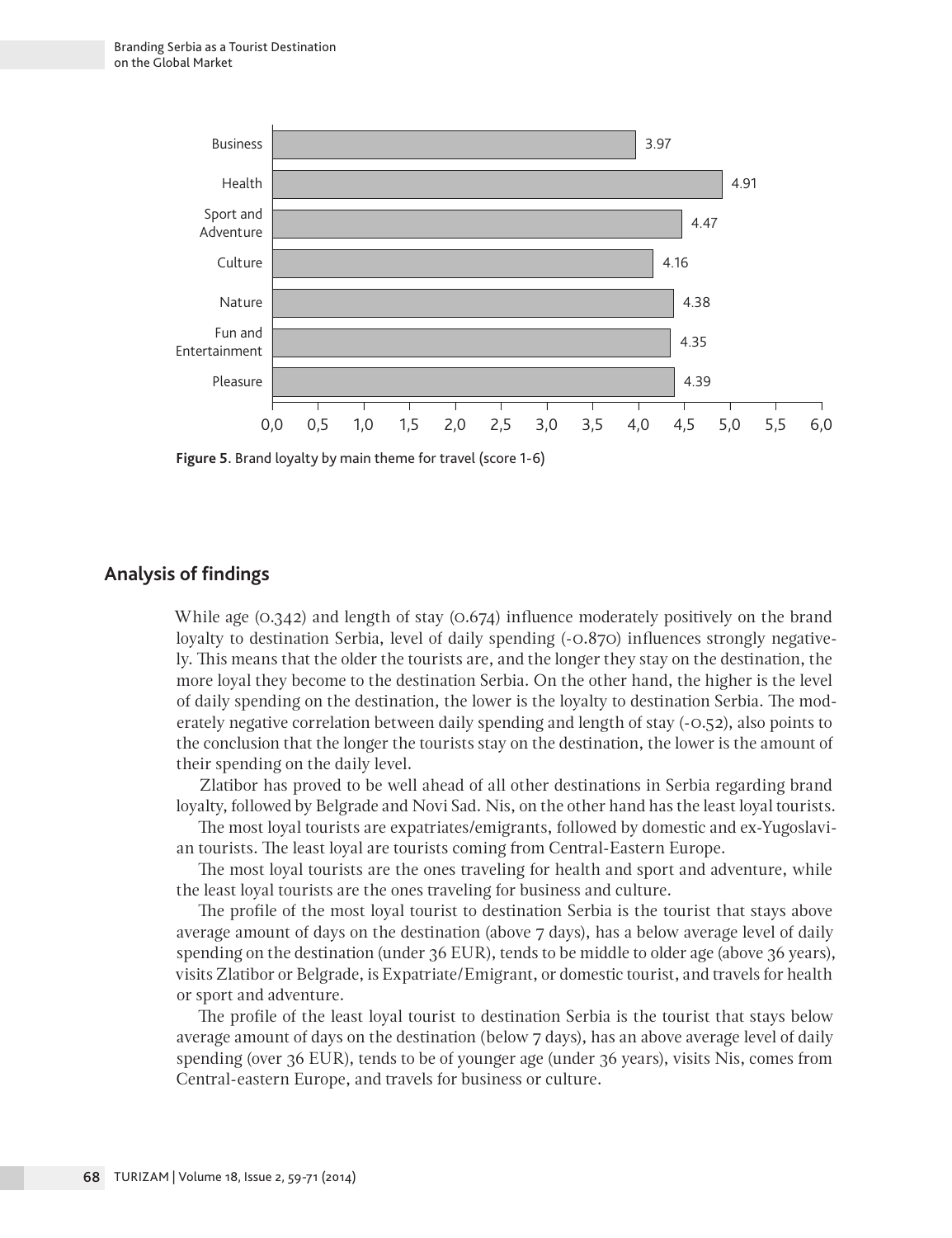| Main theme for travel | Brand loyalty (score 1-6) |
| --- | --- |
| Business | 3.97 |
| Health | 4.91 |
| Sport and Adventure | 4.47 |
| Culture | 4.16 |
| Nature | 4.38 |
| Fun and Entertainment | 4.35 |
| Pleasure | 4.39 |

**Figure 5**. Brand loyalty by main theme for travel (score 1-6)

## Analysis of findings

While age (0.342) and length of stay (0.674) influence moderately positively on the brand loyalty to destination Serbia, level of daily spending (-0.870) influences strongly negatively. This means that the older the tourists are, and the longer they stay on the destination, the more loyal they become to the destination Serbia. On the other hand, the higher is the level of daily spending on the destination, the lower is the loyalty to destination Serbia. The moderately negative correlation between daily spending and length of stay (-0.52), also points to the conclusion that the longer the tourists stay on the destination, the lower is the amount of their spending on the daily level.

Zlatibor has proved to be well ahead of all other destinations in Serbia regarding brand loyalty, followed by Belgrade and Novi Sad. Nis, on the other hand has the least loyal tourists.

The most loyal tourists are expatriates/emigrants, followed by domestic and ex-Yugoslavian tourists. The least loyal are tourists coming from Central-Eastern Europe.

The most loyal tourists are the ones traveling for health and sport and adventure, while the least loyal tourists are the ones traveling for business and culture.

The profile of the most loyal tourist to destination Serbia is the tourist that stays above average amount of days on the destination (above 7 days), has a below average level of daily spending on the destination (under 36 EUR), tends to be middle to older age (above 36 years), visits Zlatibor or Belgrade, is Expatriate/Emigrant, or domestic tourist, and travels for health or sport and adventure.

The profile of the least loyal tourist to destination Serbia is the tourist that stays below average amount of days on the destination (below 7 days), has an above average level of daily spending (over 36 EUR), tends to be of younger age (under 36 years), visits Nis, comes from Central-eastern Europe, and travels for business or culture.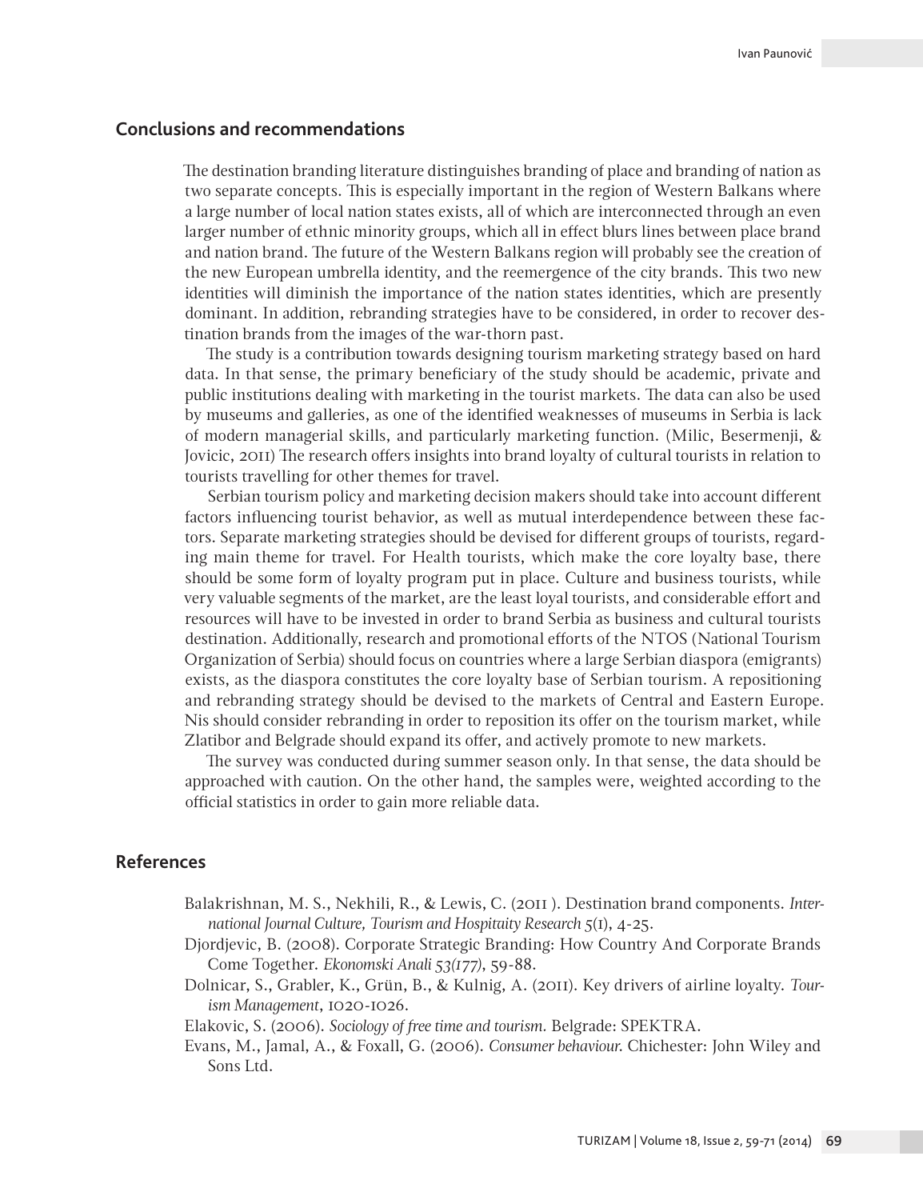## Conclusions and recommendations

The destination branding literature distinguishes branding of place and branding of nation as two separate concepts. This is especially important in the region of Western Balkans where a large number of local nation states exists, all of which are interconnected through an even larger number of ethnic minority groups, which all in effect blurs lines between place brand and nation brand. The future of the Western Balkans region will probably see the creation of the new European umbrella identity, and the reemergence of the city brands. This two new identities will diminish the importance of the nation states identities, which are presently dominant. In addition, rebranding strategies have to be considered, in order to recover destination brands from the images of the war-thorn past.

The study is a contribution towards designing tourism marketing strategy based on hard data. In that sense, the primary beneficiary of the study should be academic, private and public institutions dealing with marketing in the tourist markets. The data can also be used by museums and galleries, as one of the identified weaknesses of museums in Serbia is lack of modern managerial skills, and particularly marketing function. (Milic, Besermenji, & Jovicic, 2011) The research offers insights into brand loyalty of cultural tourists in relation to tourists travelling for other themes for travel.

Serbian tourism policy and marketing decision makers should take into account different factors influencing tourist behavior, as well as mutual interdependence between these factors. Separate marketing strategies should be devised for different groups of tourists, regarding main theme for travel. For Health tourists, which make the core loyalty base, there should be some form of loyalty program put in place. Culture and business tourists, while very valuable segments of the market, are the least loyal tourists, and considerable effort and resources will have to be invested in order to brand Serbia as business and cultural tourists destination. Additionally, research and promotional efforts of the NTOS (National Tourism Organization of Serbia) should focus on countries where a large Serbian diaspora (emigrants) exists, as the diaspora constitutes the core loyalty base of Serbian tourism. A repositioning and rebranding strategy should be devised to the markets of Central and Eastern Europe. Nis should consider rebranding in order to reposition its offer on the tourism market, while Zlatibor and Belgrade should expand its offer, and actively promote to new markets.

The survey was conducted during summer season only. In that sense, the data should be approached with caution. On the other hand, the samples were, weighted according to the official statistics in order to gain more reliable data.

## References

Balakrishnan, M. S., Nekhili, R., & Lewis, C. (2011 ). Destination brand components. *International Journal Culture, Tourism and Hospitaity Research* 5(1), 4-25.

Djordjevic, B. (2008). Corporate Strategic Branding: How Country And Corporate Brands Come Together. *Ekonomski Anali 53(177)*, 59-88.

Dolnicar, S., Grabler, K., Grün, B., & Kulnig, A. (2011). Key drivers of airline loyalty. *Tourism Management*, 1020-1026.

Elakovic, S. (2006). *Sociology of free time and tourism.* Belgrade: SPEKTRA.

Evans, M., Jamal, A., & Foxall, G. (2006). *Consumer behaviour.* Chichester: John Wiley and Sons Ltd.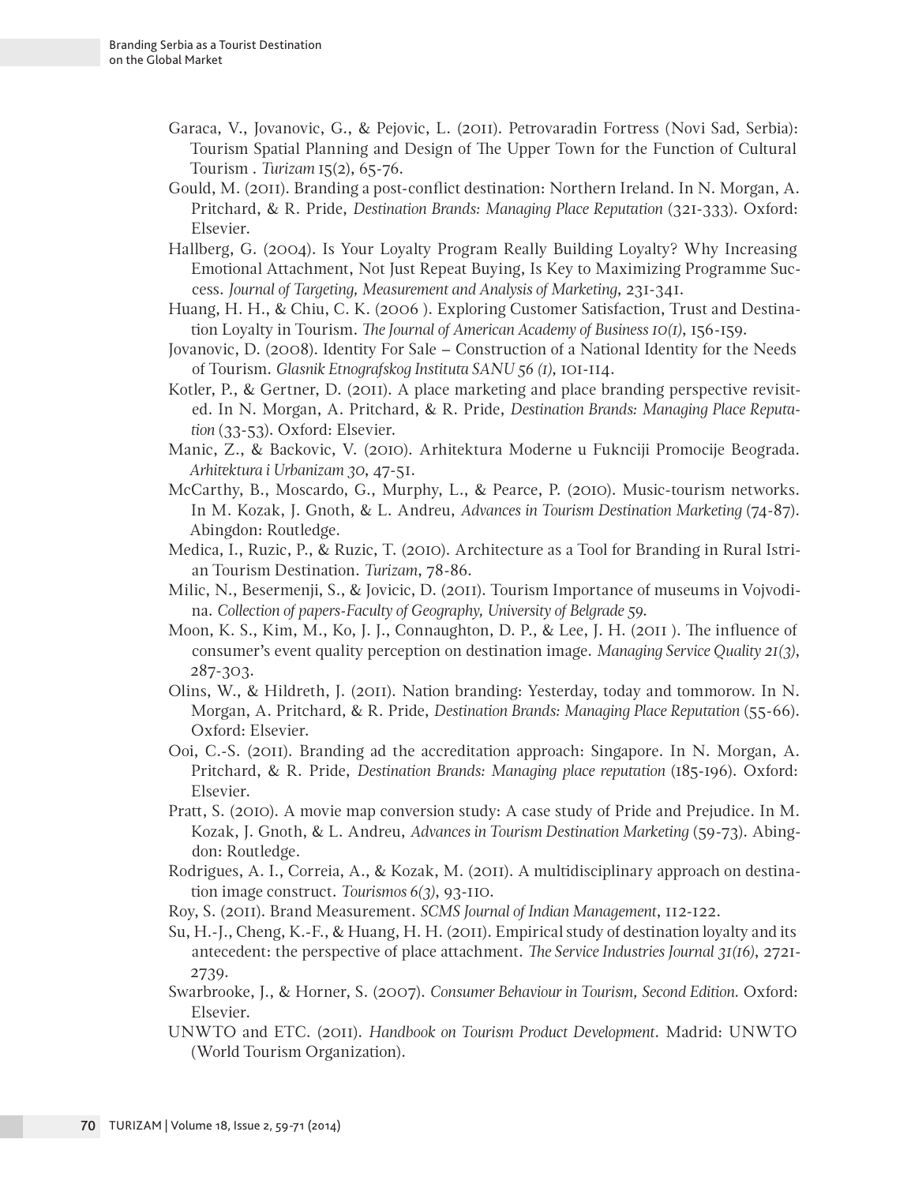Garaca, V., Jovanovic, G., & Pejovic, L. (2011). Petrovaradin Fortress (Novi Sad, Serbia): Tourism Spatial Planning and Design of The Upper Town for the Function of Cultural Tourism . *Turizam* 15(2), 65-76.

Gould, M. (2011). Branding a post-conflict destination: Northern Ireland. In N. Morgan, A. Pritchard, & R. Pride, *Destination Brands: Managing Place Reputation* (321-333). Oxford: Elsevier.

Hallberg, G. (2004). Is Your Loyalty Program Really Building Loyalty? Why Increasing Emotional Attachment, Not Just Repeat Buying, Is Key to Maximizing Programme Success. *Journal of Targeting, Measurement and Analysis of Marketing*, 231-341.

Huang, H. H., & Chiu, C. K. (2006 ). Exploring Customer Satisfaction, Trust and Destination Loyalty in Tourism. *The Journal of American Academy of Business 10(1)*, 156-159.

Jovanovic, D. (2008). Identity For Sale – Construction of a National Identity for the Needs of Tourism. *Glasnik Etnografskog Instituta SANU 56 (1)*, 101-114.

Kotler, P., & Gertner, D. (2011). A place marketing and place branding perspective revisited. In N. Morgan, A. Pritchard, & R. Pride, *Destination Brands: Managing Place Reputation* (33-53). Oxford: Elsevier.

Manic, Z., & Backovic, V. (2010). Arhitektura Moderne u Fuknciji Promocije Beograda. *Arhitektura i Urbanizam 30*, 47-51.

McCarthy, B., Moscardo, G., Murphy, L., & Pearce, P. (2010). Music-tourism networks. In M. Kozak, J. Gnoth, & L. Andreu, *Advances in Tourism Destination Marketing* (74-87). Abingdon: Routledge.

Medica, I., Ruzic, P., & Ruzic, T. (2010). Architecture as a Tool for Branding in Rural Istrian Tourism Destination. *Turizam*, 78-86.

Milic, N., Besermenji, S., & Jovicic, D. (2011). Tourism Importance of museums in Vojvodina. *Collection of papers-Faculty of Geography, University of Belgrade 59*.

Moon, K. S., Kim, M., Ko, J. J., Connaughton, D. P., & Lee, J. H. (2011 ). The influence of consumer's event quality perception on destination image. *Managing Service Quality 21(3)*, 287-303.

Olins, W., & Hildreth, J. (2011). Nation branding: Yesterday, today and tommorow. In N. Morgan, A. Pritchard, & R. Pride, *Destination Brands: Managing Place Reputation* (55-66). Oxford: Elsevier.

Ooi, C.-S. (2011). Branding ad the accreditation approach: Singapore. In N. Morgan, A. Pritchard, & R. Pride, *Destination Brands: Managing place reputation* (185-196). Oxford: Elsevier.

Pratt, S. (2010). A movie map conversion study: A case study of Pride and Prejudice. In M. Kozak, J. Gnoth, & L. Andreu, *Advances in Tourism Destination Marketing* (59-73). Abingdon: Routledge.

Rodrigues, A. I., Correia, A., & Kozak, M. (2011). A multidisciplinary approach on destination image construct. *Tourismos 6(3)*, 93-110.

Roy, S. (2011). Brand Measurement. *SCMS Journal of Indian Management*, 112-122.

Su, H.-J., Cheng, K.-F., & Huang, H. H. (2011). Empirical study of destination loyalty and its antecedent: the perspective of place attachment. *The Service Industries Journal 31(16)*, 2721-2739.

Swarbrooke, J., & Horner, S. (2007). *Consumer Behaviour in Tourism, Second Edition.* Oxford: Elsevier.

UNWTO and ETC. (2011). *Handbook on Tourism Product Development*. Madrid: UNWTO (World Tourism Organization).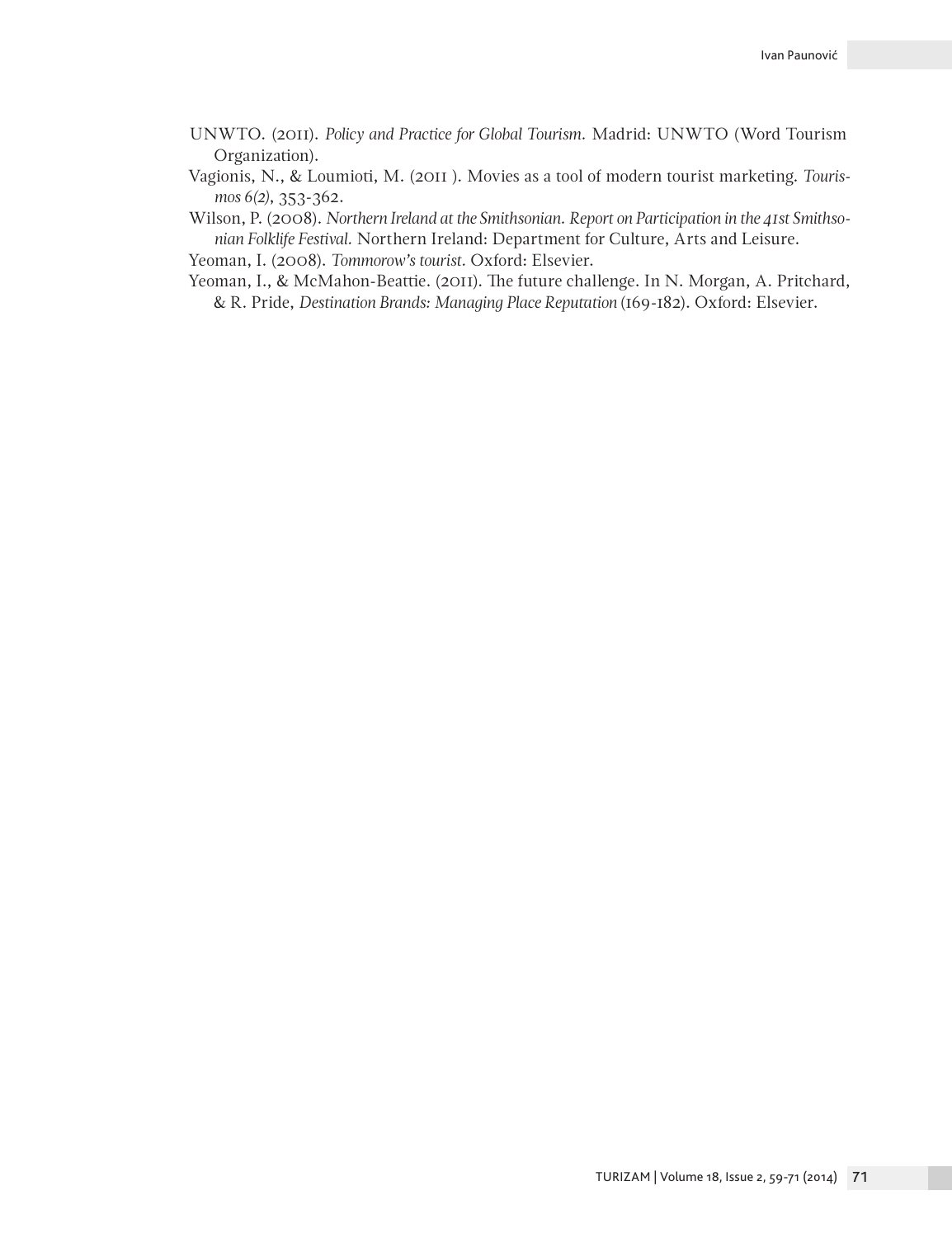UNWTO. (2011). *Policy and Practice for Global Tourism.* Madrid: UNWTO (Word Tourism Organization).

Vagionis, N., & Loumioti, M. (2011 ). Movies as a tool of modern tourist marketing. *Tourismos 6(2)*, 353-362.

Wilson, P. (2008). *Northern Ireland at the Smithsonian. Report on Participation in the 41st Smithsonian Folklife Festival.* Northern Ireland: Department for Culture, Arts and Leisure.

Yeoman, I. (2008). *Tommorow's tourist.* Oxford: Elsevier.

Yeoman, I., & McMahon-Beattie. (2011). The future challenge. In N. Morgan, A. Pritchard, & R. Pride, *Destination Brands: Managing Place Reputation* (169-182). Oxford: Elsevier.